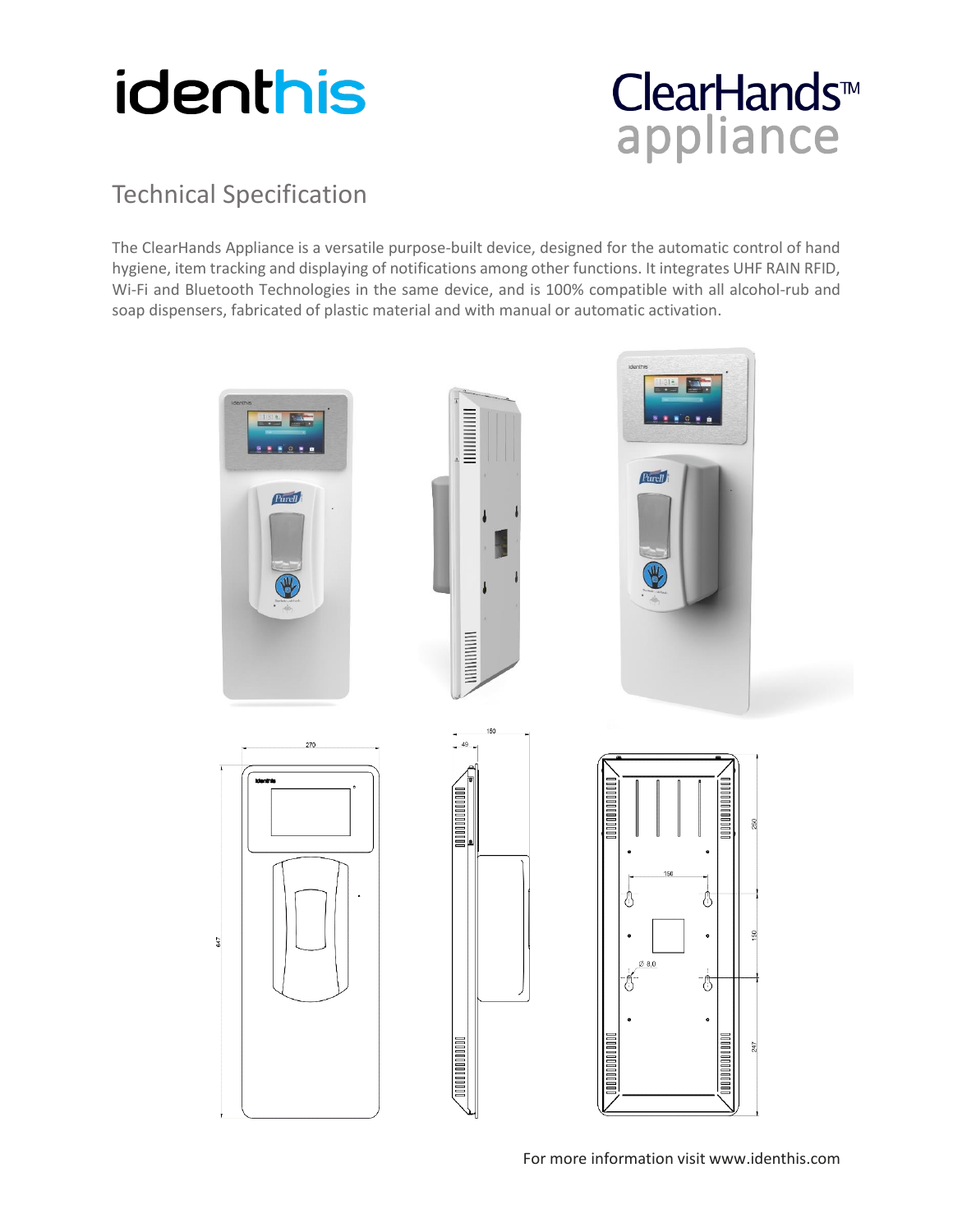# identhis

# ClearHands™ appliance

## Technical Specification

The ClearHands Appliance is a versatile purpose-built device, designed for the automatic control of hand hygiene, item tracking and displaying of notifications among other functions. It integrates UHF RAIN RFID, Wi-Fi and Bluetooth Technologies in the same device, and is 100% compatible with all alcohol-rub and soap dispensers, fabricated of plastic material and with manual or automatic activation.

For more information visit www.identhis.com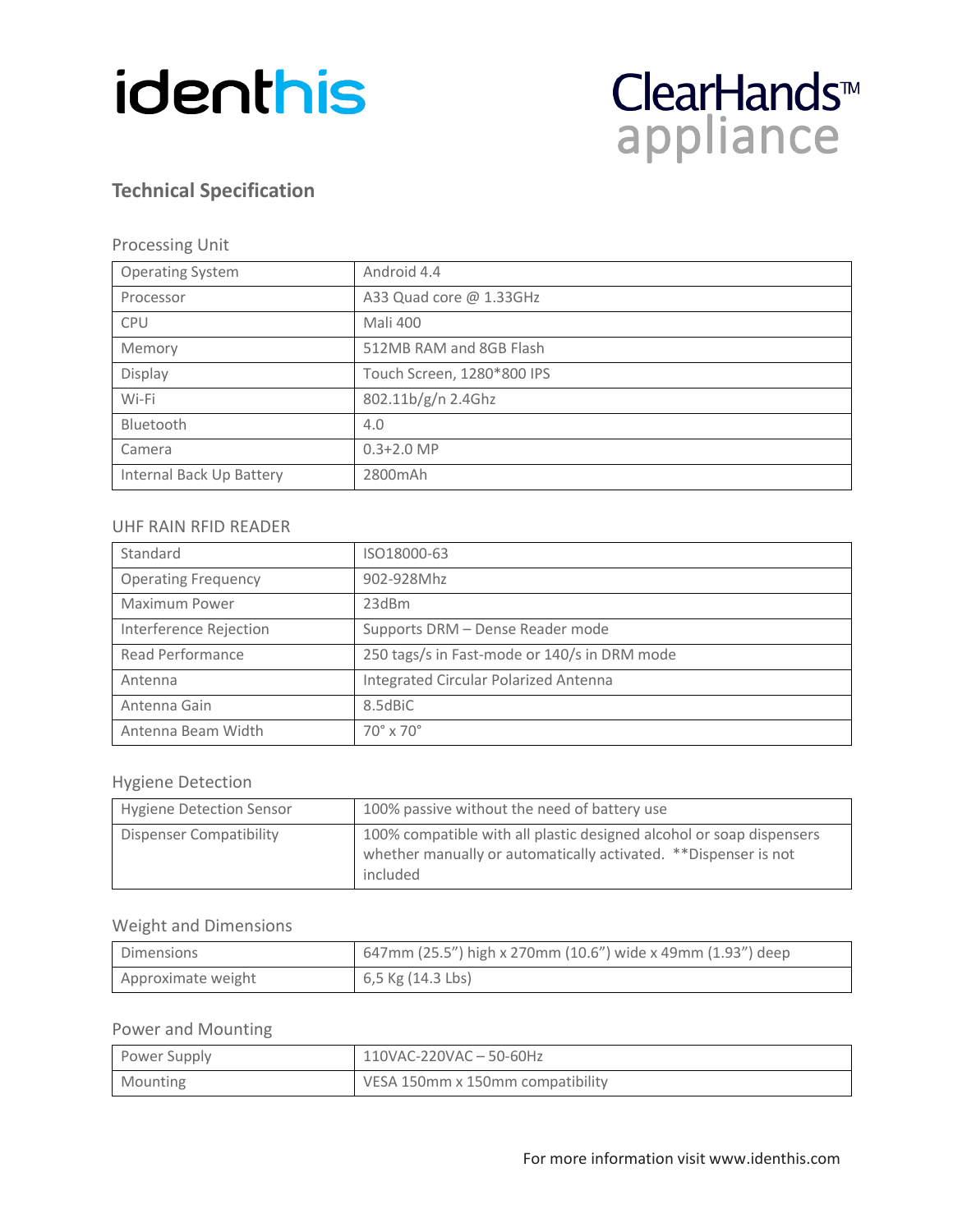identhis

ClearHands™ appliance

## Technical Specification

### Processing Unit

| | |
|---|---|
| Operating System | Android 4.4 |
| Processor | A33 Quad core @ 1.33GHz |
| CPU | Mali 400 |
| Memory | 512MB RAM and 8GB Flash |
| Display | Touch Screen, 1280*800 IPS |
| Wi-Fi | 802.11b/g/n 2.4Ghz |
| Bluetooth | 4.0 |
| Camera | 0.3+2.0 MP |
| Internal Back Up Battery | 2800mAh |

### UHF RAIN RFID READER

| | |
|---|---|
| Standard | ISO18000-63 |
| Operating Frequency | 902-928Mhz |
| Maximum Power | 23dBm |
| Interference Rejection | Supports DRM – Dense Reader mode |
| Read Performance | 250 tags/s in Fast-mode or 140/s in DRM mode |
| Antenna | Integrated Circular Polarized Antenna |
| Antenna Gain | 8.5dBiC |
| Antenna Beam Width | 70° x 70° |

### Hygiene Detection

| | |
|---|---|
| Hygiene Detection Sensor | 100% passive without the need of battery use |
| Dispenser Compatibility | 100% compatible with all plastic designed alcohol or soap dispensers whether manually or automatically activated. **Dispenser is not included |

### Weight and Dimensions

| | |
|---|---|
| Dimensions | 647mm (25.5") high x 270mm (10.6") wide x 49mm (1.93") deep |
| Approximate weight | 6,5 Kg (14.3 Lbs) |

### Power and Mounting

| | |
|---|---|
| Power Supply | 110VAC-220VAC – 50-60Hz |
| Mounting | VESA 150mm x 150mm compatibility |

For more information visit www.identhis.com